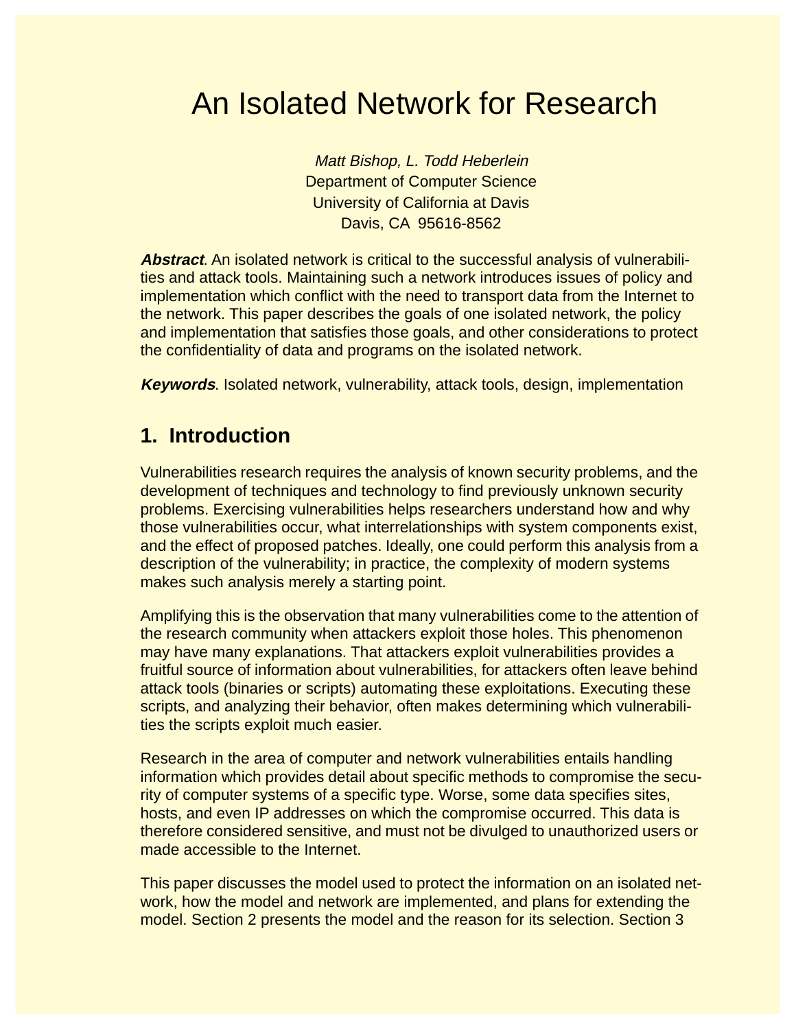# An Isolated Network for Research

*Matt Bishop, L. Todd Heberlein*
Department of Computer Science
University of California at Davis
Davis, CA 95616-8562

***Abstract***. An isolated network is critical to the successful analysis of vulnerabilities and attack tools. Maintaining such a network introduces issues of policy and implementation which conflict with the need to transport data from the Internet to the network. This paper describes the goals of one isolated network, the policy and implementation that satisfies those goals, and other considerations to protect the confidentiality of data and programs on the isolated network.

***Keywords***. Isolated network, vulnerability, attack tools, design, implementation

## 1. Introduction

Vulnerabilities research requires the analysis of known security problems, and the development of techniques and technology to find previously unknown security problems. Exercising vulnerabilities helps researchers understand how and why those vulnerabilities occur, what interrelationships with system components exist, and the effect of proposed patches. Ideally, one could perform this analysis from a description of the vulnerability; in practice, the complexity of modern systems makes such analysis merely a starting point.

Amplifying this is the observation that many vulnerabilities come to the attention of the research community when attackers exploit those holes. This phenomenon may have many explanations. That attackers exploit vulnerabilities provides a fruitful source of information about vulnerabilities, for attackers often leave behind attack tools (binaries or scripts) automating these exploitations. Executing these scripts, and analyzing their behavior, often makes determining which vulnerabilities the scripts exploit much easier.

Research in the area of computer and network vulnerabilities entails handling information which provides detail about specific methods to compromise the security of computer systems of a specific type. Worse, some data specifies sites, hosts, and even IP addresses on which the compromise occurred. This data is therefore considered sensitive, and must not be divulged to unauthorized users or made accessible to the Internet.

This paper discusses the model used to protect the information on an isolated network, how the model and network are implemented, and plans for extending the model. Section 2 presents the model and the reason for its selection. Section 3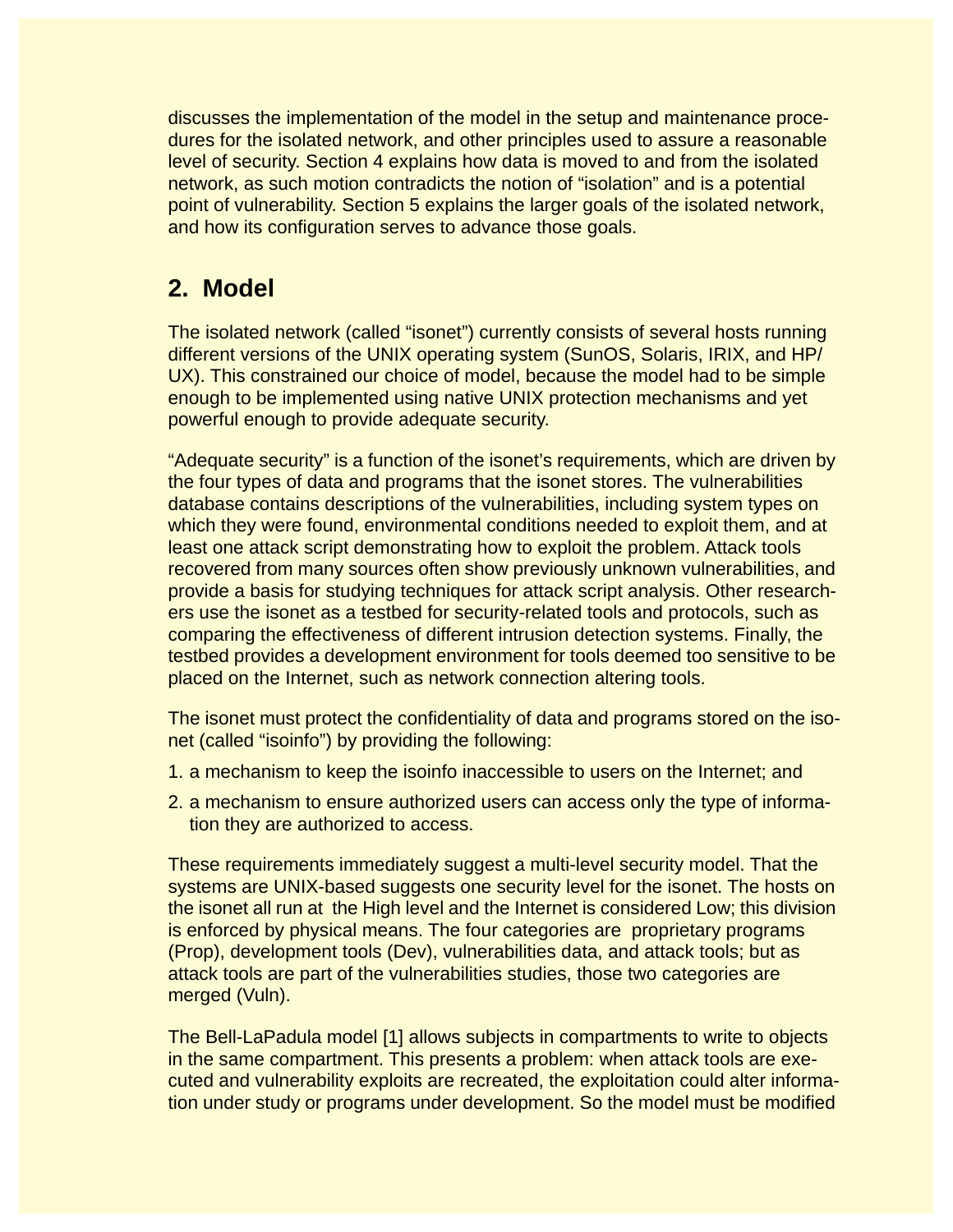discusses the implementation of the model in the setup and maintenance procedures for the isolated network, and other principles used to assure a reasonable level of security. Section 4 explains how data is moved to and from the isolated network, as such motion contradicts the notion of "isolation" and is a potential point of vulnerability. Section 5 explains the larger goals of the isolated network, and how its configuration serves to advance those goals.

## 2. Model

The isolated network (called "isonet") currently consists of several hosts running different versions of the UNIX operating system (SunOS, Solaris, IRIX, and HP/UX). This constrained our choice of model, because the model had to be simple enough to be implemented using native UNIX protection mechanisms and yet powerful enough to provide adequate security.

"Adequate security" is a function of the isonet's requirements, which are driven by the four types of data and programs that the isonet stores. The vulnerabilities database contains descriptions of the vulnerabilities, including system types on which they were found, environmental conditions needed to exploit them, and at least one attack script demonstrating how to exploit the problem. Attack tools recovered from many sources often show previously unknown vulnerabilities, and provide a basis for studying techniques for attack script analysis. Other researchers use the isonet as a testbed for security-related tools and protocols, such as comparing the effectiveness of different intrusion detection systems. Finally, the testbed provides a development environment for tools deemed too sensitive to be placed on the Internet, such as network connection altering tools.

The isonet must protect the confidentiality of data and programs stored on the isonet (called "isoinfo") by providing the following:

1. a mechanism to keep the isoinfo inaccessible to users on the Internet; and
2. a mechanism to ensure authorized users can access only the type of information they are authorized to access.

These requirements immediately suggest a multi-level security model. That the systems are UNIX-based suggests one security level for the isonet. The hosts on the isonet all run at the High level and the Internet is considered Low; this division is enforced by physical means. The four categories are proprietary programs (Prop), development tools (Dev), vulnerabilities data, and attack tools; but as attack tools are part of the vulnerabilities studies, those two categories are merged (Vuln).

The Bell-LaPadula model [1] allows subjects in compartments to write to objects in the same compartment. This presents a problem: when attack tools are executed and vulnerability exploits are recreated, the exploitation could alter information under study or programs under development. So the model must be modified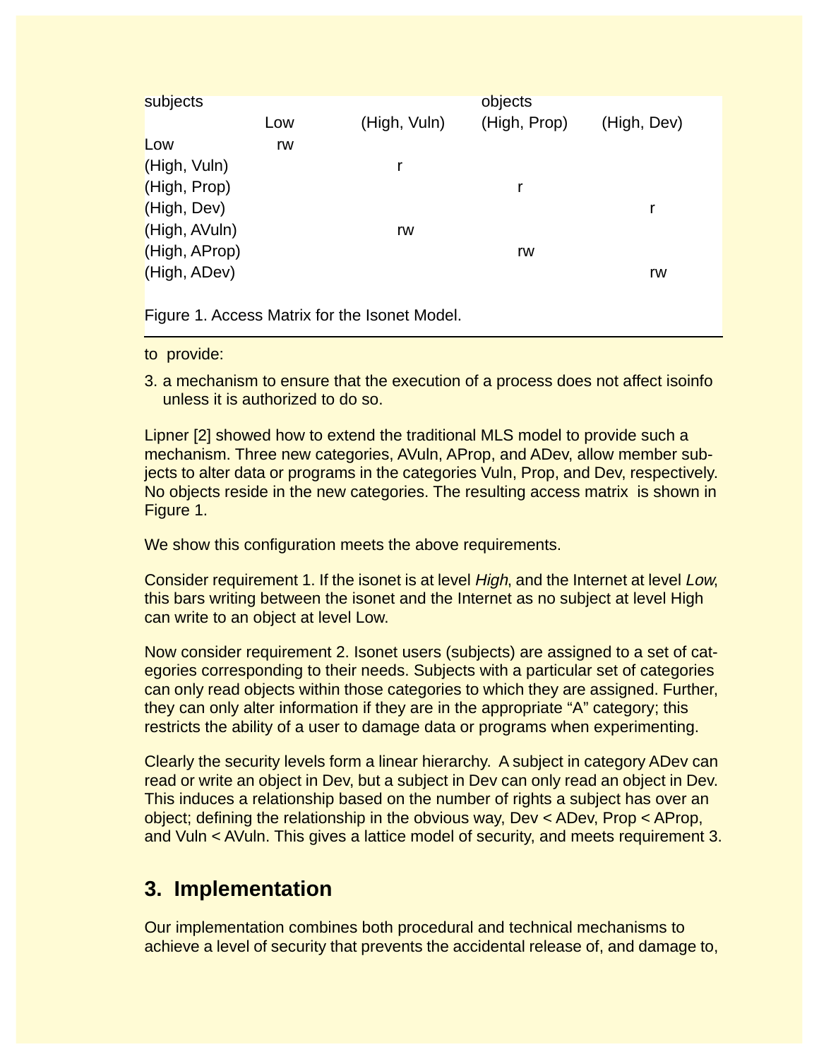| subjects | objects | | | |
|---|---|---|---|---|
| | Low | (High, Vuln) | (High, Prop) | (High, Dev) |
| Low | rw | | | |
| (High, Vuln) | | r | | |
| (High, Prop) | | | r | |
| (High, Dev) | | | | r |
| (High, AVuln) | | rw | | |
| (High, AProp) | | | rw | |
| (High, ADev) | | | | rw |

Figure 1. Access Matrix for the Isonet Model.

to provide:

3. a mechanism to ensure that the execution of a process does not affect isoinfo unless it is authorized to do so.

Lipner [2] showed how to extend the traditional MLS model to provide such a mechanism. Three new categories, AVuln, AProp, and ADev, allow member subjects to alter data or programs in the categories Vuln, Prop, and Dev, respectively. No objects reside in the new categories. The resulting access matrix is shown in Figure 1.

We show this configuration meets the above requirements.

Consider requirement 1. If the isonet is at level *High*, and the Internet at level *Low*, this bars writing between the isonet and the Internet as no subject at level High can write to an object at level Low.

Now consider requirement 2. Isonet users (subjects) are assigned to a set of categories corresponding to their needs. Subjects with a particular set of categories can only read objects within those categories to which they are assigned. Further, they can only alter information if they are in the appropriate "A" category; this restricts the ability of a user to damage data or programs when experimenting.

Clearly the security levels form a linear hierarchy. A subject in category ADev can read or write an object in Dev, but a subject in Dev can only read an object in Dev. This induces a relationship based on the number of rights a subject has over an object; defining the relationship in the obvious way, Dev < ADev, Prop < AProp, and Vuln < AVuln. This gives a lattice model of security, and meets requirement 3.

## 3. Implementation

Our implementation combines both procedural and technical mechanisms to achieve a level of security that prevents the accidental release of, and damage to,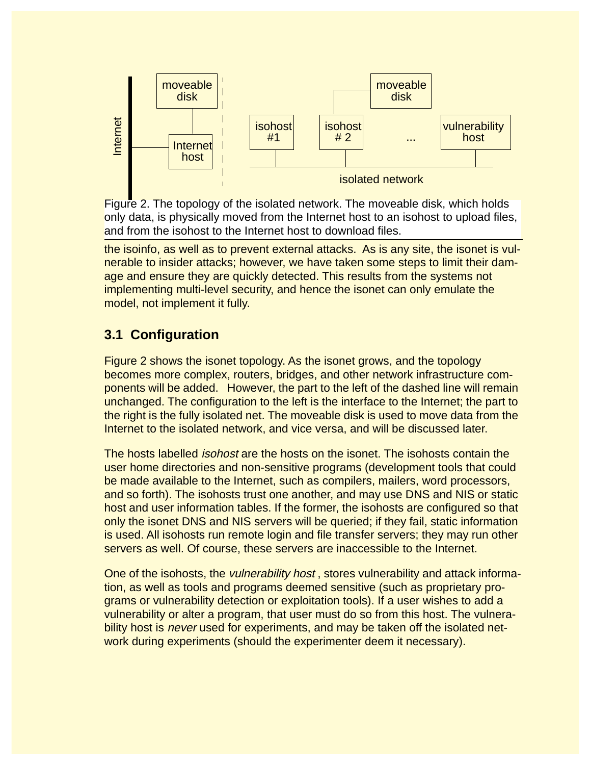Figure 2. The topology of the isolated network. The moveable disk, which holds only data, is physically moved from the Internet host to an isohost to upload files, and from the isohost to the Internet host to download files.

the isoinfo, as well as to prevent external attacks. As is any site, the isonet is vulnerable to insider attacks; however, we have taken some steps to limit their damage and ensure they are quickly detected. This results from the systems not implementing multi-level security, and hence the isonet can only emulate the model, not implement it fully.

### 3.1 Configuration

Figure 2 shows the isonet topology. As the isonet grows, and the topology becomes more complex, routers, bridges, and other network infrastructure components will be added. However, the part to the left of the dashed line will remain unchanged. The configuration to the left is the interface to the Internet; the part to the right is the fully isolated net. The moveable disk is used to move data from the Internet to the isolated network, and vice versa, and will be discussed later.

The hosts labelled *isohost* are the hosts on the isonet. The isohosts contain the user home directories and non-sensitive programs (development tools that could be made available to the Internet, such as compilers, mailers, word processors, and so forth). The isohosts trust one another, and may use DNS and NIS or static host and user information tables. If the former, the isohosts are configured so that only the isonet DNS and NIS servers will be queried; if they fail, static information is used. All isohosts run remote login and file transfer servers; they may run other servers as well. Of course, these servers are inaccessible to the Internet.

One of the isohosts, the *vulnerability host* , stores vulnerability and attack information, as well as tools and programs deemed sensitive (such as proprietary programs or vulnerability detection or exploitation tools). If a user wishes to add a vulnerability or alter a program, that user must do so from this host. The vulnerability host is *never* used for experiments, and may be taken off the isolated network during experiments (should the experimenter deem it necessary).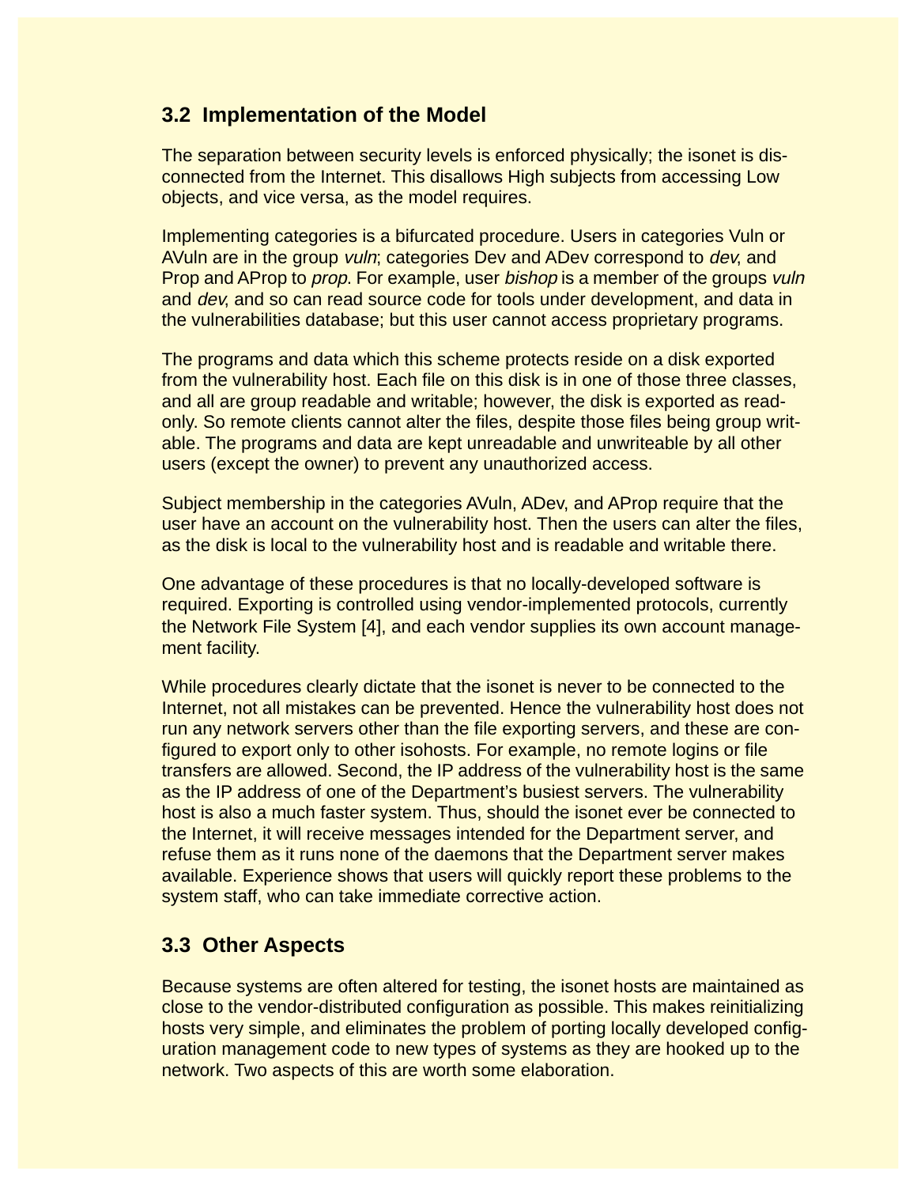### 3.2 Implementation of the Model

The separation between security levels is enforced physically; the isonet is disconnected from the Internet. This disallows High subjects from accessing Low objects, and vice versa, as the model requires.

Implementing categories is a bifurcated procedure. Users in categories Vuln or AVuln are in the group *vuln*; categories Dev and ADev correspond to *dev*, and Prop and AProp to *prop*. For example, user *bishop* is a member of the groups *vuln* and *dev*, and so can read source code for tools under development, and data in the vulnerabilities database; but this user cannot access proprietary programs.

The programs and data which this scheme protects reside on a disk exported from the vulnerability host. Each file on this disk is in one of those three classes, and all are group readable and writable; however, the disk is exported as read-only. So remote clients cannot alter the files, despite those files being group writable. The programs and data are kept unreadable and unwriteable by all other users (except the owner) to prevent any unauthorized access.

Subject membership in the categories AVuln, ADev, and AProp require that the user have an account on the vulnerability host. Then the users can alter the files, as the disk is local to the vulnerability host and is readable and writable there.

One advantage of these procedures is that no locally-developed software is required. Exporting is controlled using vendor-implemented protocols, currently the Network File System [4], and each vendor supplies its own account management facility.

While procedures clearly dictate that the isonet is never to be connected to the Internet, not all mistakes can be prevented. Hence the vulnerability host does not run any network servers other than the file exporting servers, and these are configured to export only to other isohosts. For example, no remote logins or file transfers are allowed. Second, the IP address of the vulnerability host is the same as the IP address of one of the Department's busiest servers. The vulnerability host is also a much faster system. Thus, should the isonet ever be connected to the Internet, it will receive messages intended for the Department server, and refuse them as it runs none of the daemons that the Department server makes available. Experience shows that users will quickly report these problems to the system staff, who can take immediate corrective action.

### 3.3 Other Aspects

Because systems are often altered for testing, the isonet hosts are maintained as close to the vendor-distributed configuration as possible. This makes reinitializing hosts very simple, and eliminates the problem of porting locally developed configuration management code to new types of systems as they are hooked up to the network. Two aspects of this are worth some elaboration.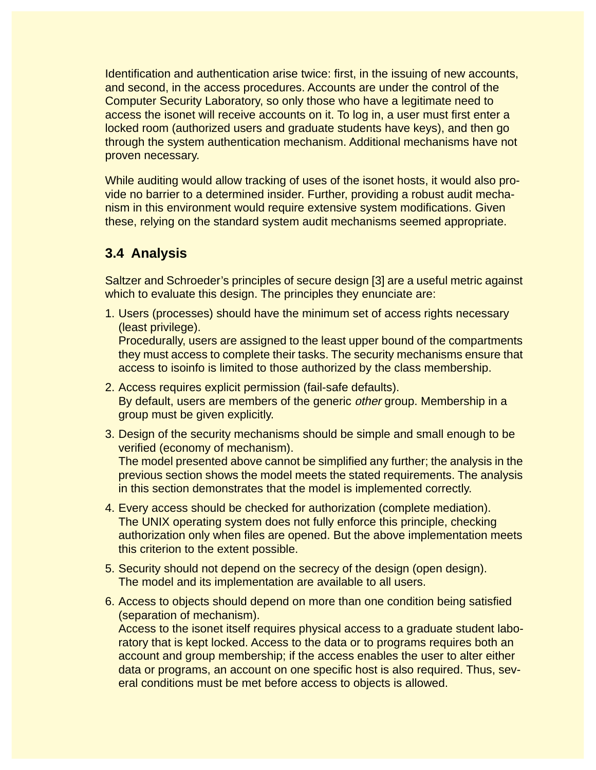Identification and authentication arise twice: first, in the issuing of new accounts, and second, in the access procedures. Accounts are under the control of the Computer Security Laboratory, so only those who have a legitimate need to access the isonet will receive accounts on it. To log in, a user must first enter a locked room (authorized users and graduate students have keys), and then go through the system authentication mechanism. Additional mechanisms have not proven necessary.

While auditing would allow tracking of uses of the isonet hosts, it would also provide no barrier to a determined insider. Further, providing a robust audit mechanism in this environment would require extensive system modifications. Given these, relying on the standard system audit mechanisms seemed appropriate.

### 3.4 Analysis

Saltzer and Schroeder's principles of secure design [3] are a useful metric against which to evaluate this design. The principles they enunciate are:

1. Users (processes) should have the minimum set of access rights necessary (least privilege).
   Procedurally, users are assigned to the least upper bound of the compartments they must access to complete their tasks. The security mechanisms ensure that access to isoinfo is limited to those authorized by the class membership.
2. Access requires explicit permission (fail-safe defaults).
   By default, users are members of the generic *other* group. Membership in a group must be given explicitly.
3. Design of the security mechanisms should be simple and small enough to be verified (economy of mechanism).
   The model presented above cannot be simplified any further; the analysis in the previous section shows the model meets the stated requirements. The analysis in this section demonstrates that the model is implemented correctly.
4. Every access should be checked for authorization (complete mediation).
   The UNIX operating system does not fully enforce this principle, checking authorization only when files are opened. But the above implementation meets this criterion to the extent possible.
5. Security should not depend on the secrecy of the design (open design).
   The model and its implementation are available to all users.
6. Access to objects should depend on more than one condition being satisfied (separation of mechanism).
   Access to the isonet itself requires physical access to a graduate student laboratory that is kept locked. Access to the data or to programs requires both an account and group membership; if the access enables the user to alter either data or programs, an account on one specific host is also required. Thus, several conditions must be met before access to objects is allowed.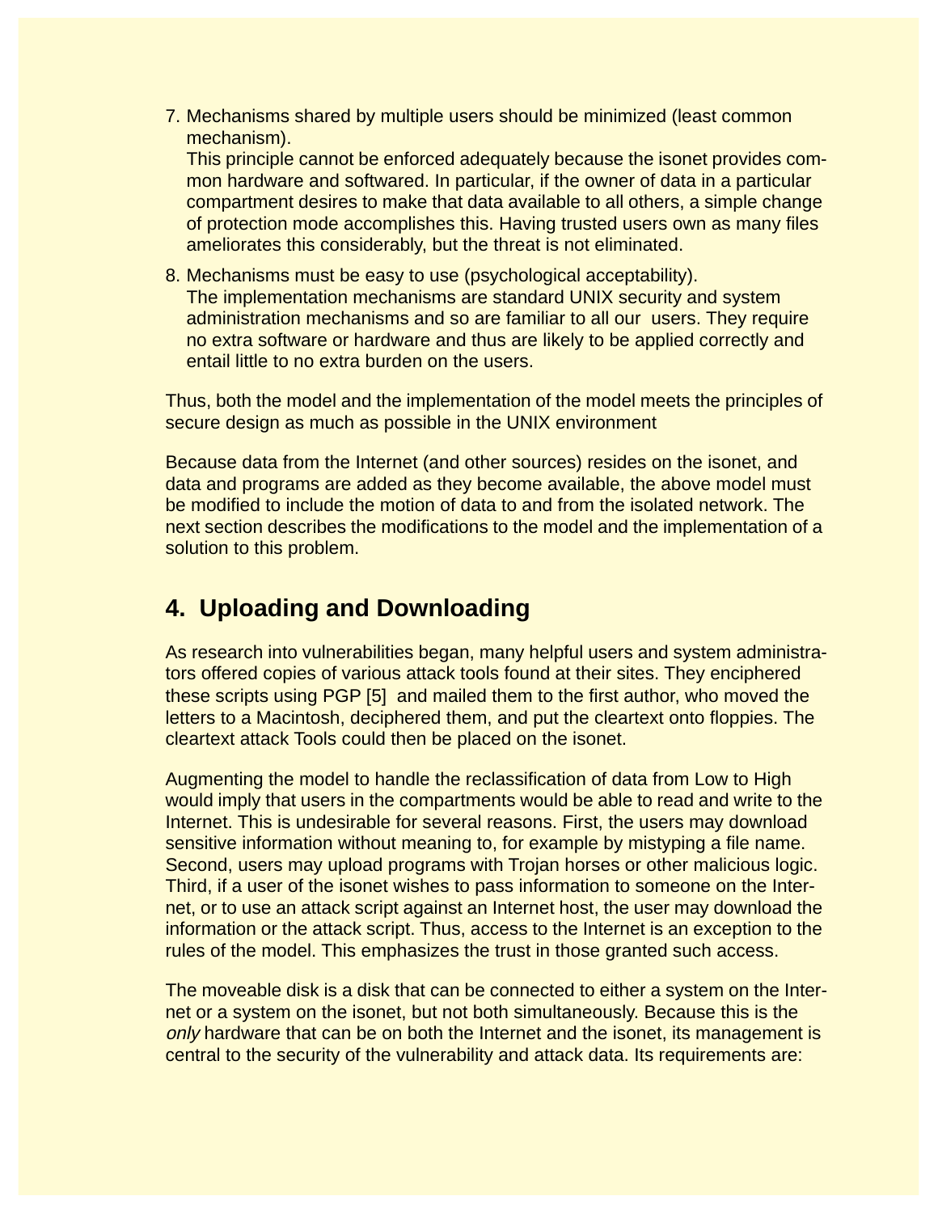7. Mechanisms shared by multiple users should be minimized (least common mechanism).
   This principle cannot be enforced adequately because the isonet provides common hardware and softwared. In particular, if the owner of data in a particular compartment desires to make that data available to all others, a simple change of protection mode accomplishes this. Having trusted users own as many files ameliorates this considerably, but the threat is not eliminated.
8. Mechanisms must be easy to use (psychological acceptability).
   The implementation mechanisms are standard UNIX security and system administration mechanisms and so are familiar to all our users. They require no extra software or hardware and thus are likely to be applied correctly and entail little to no extra burden on the users.

Thus, both the model and the implementation of the model meets the principles of secure design as much as possible in the UNIX environment

Because data from the Internet (and other sources) resides on the isonet, and data and programs are added as they become available, the above model must be modified to include the motion of data to and from the isolated network. The next section describes the modifications to the model and the implementation of a solution to this problem.

## 4. Uploading and Downloading

As research into vulnerabilities began, many helpful users and system administrators offered copies of various attack tools found at their sites. They enciphered these scripts using PGP [5] and mailed them to the first author, who moved the letters to a Macintosh, deciphered them, and put the cleartext onto floppies. The cleartext attack Tools could then be placed on the isonet.

Augmenting the model to handle the reclassification of data from Low to High would imply that users in the compartments would be able to read and write to the Internet. This is undesirable for several reasons. First, the users may download sensitive information without meaning to, for example by mistyping a file name. Second, users may upload programs with Trojan horses or other malicious logic. Third, if a user of the isonet wishes to pass information to someone on the Internet, or to use an attack script against an Internet host, the user may download the information or the attack script. Thus, access to the Internet is an exception to the rules of the model. This emphasizes the trust in those granted such access.

The moveable disk is a disk that can be connected to either a system on the Internet or a system on the isonet, but not both simultaneously. Because this is the *only* hardware that can be on both the Internet and the isonet, its management is central to the security of the vulnerability and attack data. Its requirements are: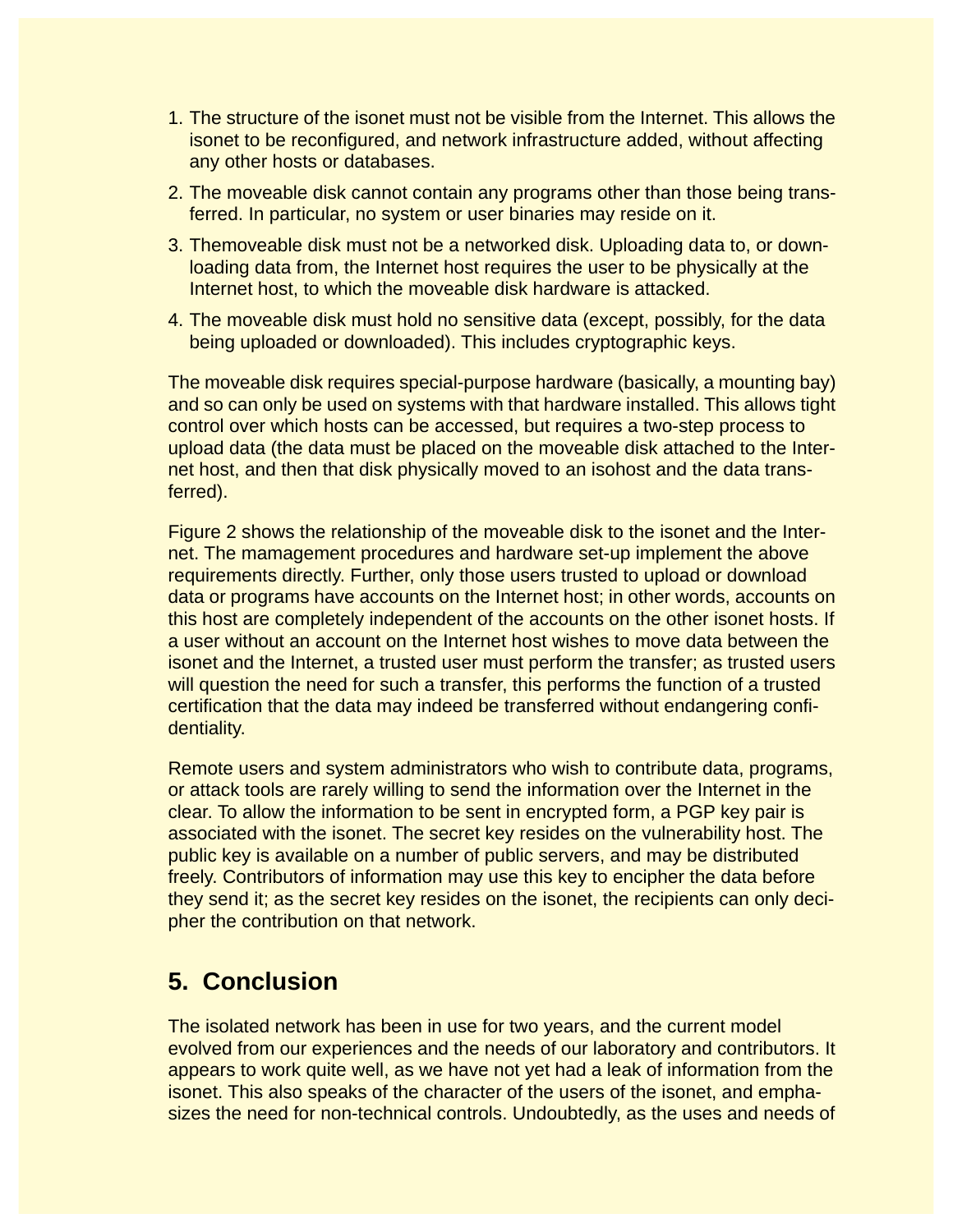1. The structure of the isonet must not be visible from the Internet. This allows the isonet to be reconfigured, and network infrastructure added, without affecting any other hosts or databases.
2. The moveable disk cannot contain any programs other than those being transferred. In particular, no system or user binaries may reside on it.
3. Themoveable disk must not be a networked disk. Uploading data to, or downloading data from, the Internet host requires the user to be physically at the Internet host, to which the moveable disk hardware is attacked.
4. The moveable disk must hold no sensitive data (except, possibly, for the data being uploaded or downloaded). This includes cryptographic keys.

The moveable disk requires special-purpose hardware (basically, a mounting bay) and so can only be used on systems with that hardware installed. This allows tight control over which hosts can be accessed, but requires a two-step process to upload data (the data must be placed on the moveable disk attached to the Internet host, and then that disk physically moved to an isohost and the data transferred).

Figure 2 shows the relationship of the moveable disk to the isonet and the Internet. The mamagement procedures and hardware set-up implement the above requirements directly. Further, only those users trusted to upload or download data or programs have accounts on the Internet host; in other words, accounts on this host are completely independent of the accounts on the other isonet hosts. If a user without an account on the Internet host wishes to move data between the isonet and the Internet, a trusted user must perform the transfer; as trusted users will question the need for such a transfer, this performs the function of a trusted certification that the data may indeed be transferred without endangering confidentiality.

Remote users and system administrators who wish to contribute data, programs, or attack tools are rarely willing to send the information over the Internet in the clear. To allow the information to be sent in encrypted form, a PGP key pair is associated with the isonet. The secret key resides on the vulnerability host. The public key is available on a number of public servers, and may be distributed freely. Contributors of information may use this key to encipher the data before they send it; as the secret key resides on the isonet, the recipients can only decipher the contribution on that network.

## 5. Conclusion

The isolated network has been in use for two years, and the current model evolved from our experiences and the needs of our laboratory and contributors. It appears to work quite well, as we have not yet had a leak of information from the isonet. This also speaks of the character of the users of the isonet, and emphasizes the need for non-technical controls. Undoubtedly, as the uses and needs of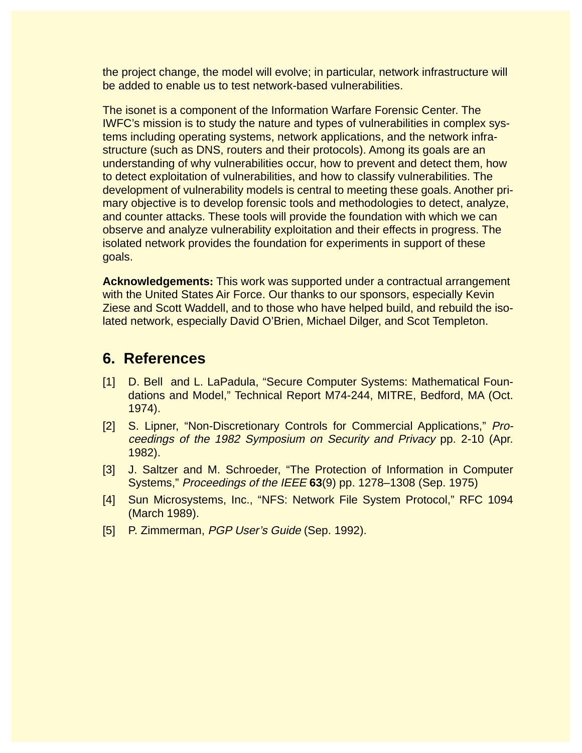the project change, the model will evolve; in particular, network infrastructure will be added to enable us to test network-based vulnerabilities.

The isonet is a component of the Information Warfare Forensic Center. The IWFC's mission is to study the nature and types of vulnerabilities in complex systems including operating systems, network applications, and the network infrastructure (such as DNS, routers and their protocols). Among its goals are an understanding of why vulnerabilities occur, how to prevent and detect them, how to detect exploitation of vulnerabilities, and how to classify vulnerabilities. The development of vulnerability models is central to meeting these goals. Another primary objective is to develop forensic tools and methodologies to detect, analyze, and counter attacks. These tools will provide the foundation with which we can observe and analyze vulnerability exploitation and their effects in progress. The isolated network provides the foundation for experiments in support of these goals.

**Acknowledgements:** This work was supported under a contractual arrangement with the United States Air Force. Our thanks to our sponsors, especially Kevin Ziese and Scott Waddell, and to those who have helped build, and rebuild the isolated network, especially David O'Brien, Michael Dilger, and Scot Templeton.

## 6. References

[1] D. Bell and L. LaPadula, "Secure Computer Systems: Mathematical Foundations and Model," Technical Report M74-244, MITRE, Bedford, MA (Oct. 1974).

[2] S. Lipner, "Non-Discretionary Controls for Commercial Applications," *Proceedings of the 1982 Symposium on Security and Privacy* pp. 2-10 (Apr. 1982).

[3] J. Saltzer and M. Schroeder, "The Protection of Information in Computer Systems," *Proceedings of the IEEE* **63**(9) pp. 1278–1308 (Sep. 1975)

[4] Sun Microsystems, Inc., "NFS: Network File System Protocol," RFC 1094 (March 1989).

[5] P. Zimmerman, *PGP User's Guide* (Sep. 1992).